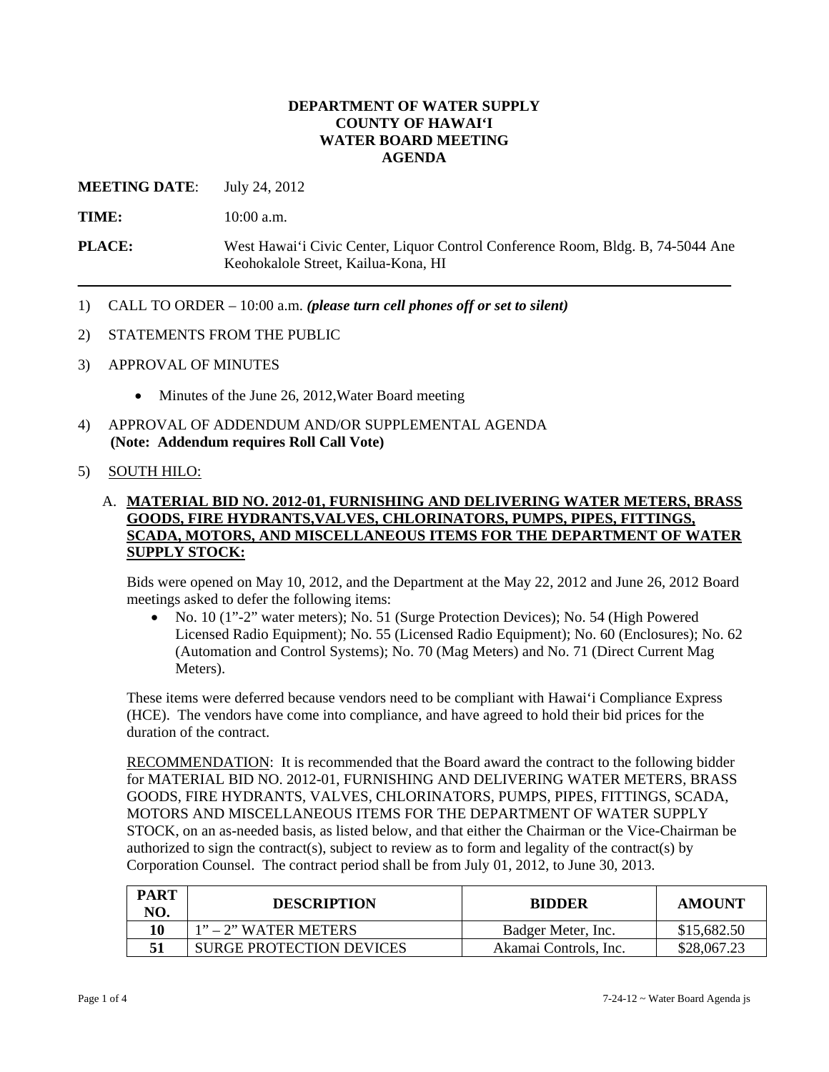# DEPARTMENT OF WATER SUPPLY
# COUNTY OF HAWAI‘I
# WATER BOARD MEETING
# AGENDA

**MEETING DATE**: July 24, 2012

**TIME:** 10:00 a.m.

**PLACE:** West Hawai‘i Civic Center, Liquor Control Conference Room, Bldg. B, 74-5044 Ane Keohokalole Street, Kailua-Kona, HI

---

1) CALL TO ORDER – 10:00 a.m. ***(please turn cell phones off or set to silent)***

2) STATEMENTS FROM THE PUBLIC

3) APPROVAL OF MINUTES

   - Minutes of the June 26, 2012,Water Board meeting

4) APPROVAL OF ADDENDUM AND/OR SUPPLEMENTAL AGENDA
   **(Note: Addendum requires Roll Call Vote)**

5) SOUTH HILO:

   A. **MATERIAL BID NO. 2012-01, FURNISHING AND DELIVERING WATER METERS, BRASS GOODS, FIRE HYDRANTS,VALVES, CHLORINATORS, PUMPS, PIPES, FITTINGS, SCADA, MOTORS, AND MISCELLANEOUS ITEMS FOR THE DEPARTMENT OF WATER SUPPLY STOCK:**

   Bids were opened on May 10, 2012, and the Department at the May 22, 2012 and June 26, 2012 Board meetings asked to defer the following items:

   - No. 10 (1”-2” water meters); No. 51 (Surge Protection Devices); No. 54 (High Powered Licensed Radio Equipment); No. 55 (Licensed Radio Equipment); No. 60 (Enclosures); No. 62 (Automation and Control Systems); No. 70 (Mag Meters) and No. 71 (Direct Current Mag Meters).

   These items were deferred because vendors need to be compliant with Hawai‘i Compliance Express (HCE). The vendors have come into compliance, and have agreed to hold their bid prices for the duration of the contract.

   RECOMMENDATION: It is recommended that the Board award the contract to the following bidder for MATERIAL BID NO. 2012-01, FURNISHING AND DELIVERING WATER METERS, BRASS GOODS, FIRE HYDRANTS, VALVES, CHLORINATORS, PUMPS, PIPES, FITTINGS, SCADA, MOTORS AND MISCELLANEOUS ITEMS FOR THE DEPARTMENT OF WATER SUPPLY STOCK, on an as-needed basis, as listed below, and that either the Chairman or the Vice-Chairman be authorized to sign the contract(s), subject to review as to form and legality of the contract(s) by Corporation Counsel. The contract period shall be from July 01, 2012, to June 30, 2013.

| PART NO. | DESCRIPTION | BIDDER | AMOUNT |
|---|---|---|---|
| 10 | 1” – 2” WATER METERS | Badger Meter, Inc. | $15,682.50 |
| 51 | SURGE PROTECTION DEVICES | Akamai Controls, Inc. | $28,067.23 |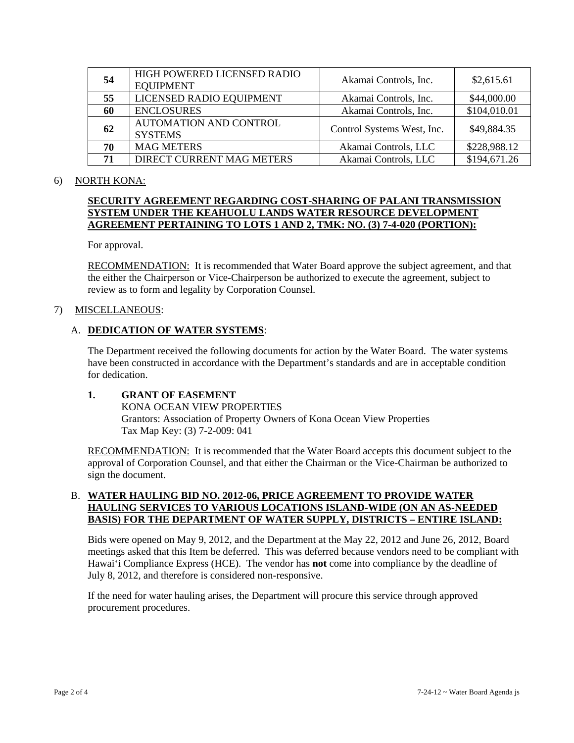| 54 | HIGH POWERED LICENSED RADIO EQUIPMENT | Akamai Controls, Inc. | \$2,615.61 |
|---|---|---|---|
| 55 | LICENSED RADIO EQUIPMENT | Akamai Controls, Inc. | \$44,000.00 |
| 60 | ENCLOSURES | Akamai Controls, Inc. | \$104,010.01 |
| 62 | AUTOMATION AND CONTROL SYSTEMS | Control Systems West, Inc. | \$49,884.35 |
| 70 | MAG METERS | Akamai Controls, LLC | \$228,988.12 |
| 71 | DIRECT CURRENT MAG METERS | Akamai Controls, LLC | \$194,671.26 |

6) NORTH KONA:

**SECURITY AGREEMENT REGARDING COST-SHARING OF PALANI TRANSMISSION SYSTEM UNDER THE KEAHUOLU LANDS WATER RESOURCE DEVELOPMENT AGREEMENT PERTAINING TO LOTS 1 AND 2, TMK: NO. (3) 7-4-020 (PORTION):**

For approval.

RECOMMENDATION: It is recommended that Water Board approve the subject agreement, and that the either the Chairperson or Vice-Chairperson be authorized to execute the agreement, subject to review as to form and legality by Corporation Counsel.

7) MISCELLANEOUS:

A. **DEDICATION OF WATER SYSTEMS**:

The Department received the following documents for action by the Water Board. The water systems have been constructed in accordance with the Department's standards and are in acceptable condition for dedication.

**1. GRANT OF EASEMENT**
KONA OCEAN VIEW PROPERTIES
Grantors: Association of Property Owners of Kona Ocean View Properties
Tax Map Key: (3) 7-2-009: 041

RECOMMENDATION: It is recommended that the Water Board accepts this document subject to the approval of Corporation Counsel, and that either the Chairman or the Vice-Chairman be authorized to sign the document.

B. **WATER HAULING BID NO. 2012-06, PRICE AGREEMENT TO PROVIDE WATER HAULING SERVICES TO VARIOUS LOCATIONS ISLAND-WIDE (ON AN AS-NEEDED BASIS) FOR THE DEPARTMENT OF WATER SUPPLY, DISTRICTS – ENTIRE ISLAND:**

Bids were opened on May 9, 2012, and the Department at the May 22, 2012 and June 26, 2012, Board meetings asked that this Item be deferred. This was deferred because vendors need to be compliant with Hawai'i Compliance Express (HCE). The vendor has **not** come into compliance by the deadline of July 8, 2012, and therefore is considered non-responsive.

If the need for water hauling arises, the Department will procure this service through approved procurement procedures.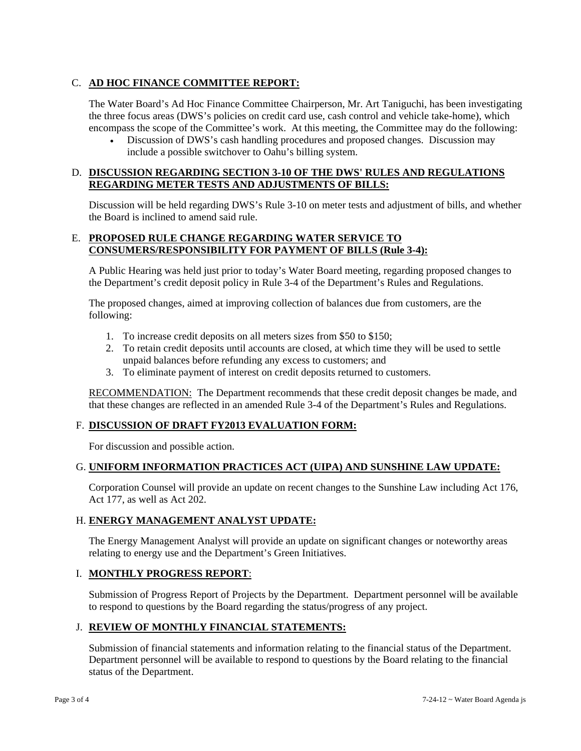## C. **AD HOC FINANCE COMMITTEE REPORT:**

The Water Board's Ad Hoc Finance Committee Chairperson, Mr. Art Taniguchi, has been investigating the three focus areas (DWS's policies on credit card use, cash control and vehicle take-home), which encompass the scope of the Committee's work. At this meeting, the Committee may do the following:

- Discussion of DWS's cash handling procedures and proposed changes. Discussion may include a possible switchover to Oahu's billing system.

## D. **DISCUSSION REGARDING SECTION 3-10 OF THE DWS' RULES AND REGULATIONS REGARDING METER TESTS AND ADJUSTMENTS OF BILLS:**

Discussion will be held regarding DWS's Rule 3-10 on meter tests and adjustment of bills, and whether the Board is inclined to amend said rule.

## E. **PROPOSED RULE CHANGE REGARDING WATER SERVICE TO CONSUMERS/RESPONSIBILITY FOR PAYMENT OF BILLS (Rule 3-4):**

A Public Hearing was held just prior to today's Water Board meeting, regarding proposed changes to the Department's credit deposit policy in Rule 3-4 of the Department's Rules and Regulations.

The proposed changes, aimed at improving collection of balances due from customers, are the following:

1. To increase credit deposits on all meters sizes from $50 to $150;
2. To retain credit deposits until accounts are closed, at which time they will be used to settle unpaid balances before refunding any excess to customers; and
3. To eliminate payment of interest on credit deposits returned to customers.

<u>RECOMMENDATION:</u> The Department recommends that these credit deposit changes be made, and that these changes are reflected in an amended Rule 3-4 of the Department's Rules and Regulations.

## F. **DISCUSSION OF DRAFT FY2013 EVALUATION FORM:**

For discussion and possible action.

## G. **UNIFORM INFORMATION PRACTICES ACT (UIPA) AND SUNSHINE LAW UPDATE:**

Corporation Counsel will provide an update on recent changes to the Sunshine Law including Act 176, Act 177, as well as Act 202.

## H. **ENERGY MANAGEMENT ANALYST UPDATE:**

The Energy Management Analyst will provide an update on significant changes or noteworthy areas relating to energy use and the Department's Green Initiatives.

## I. **MONTHLY PROGRESS REPORT**:

Submission of Progress Report of Projects by the Department. Department personnel will be available to respond to questions by the Board regarding the status/progress of any project.

## J. **REVIEW OF MONTHLY FINANCIAL STATEMENTS:**

Submission of financial statements and information relating to the financial status of the Department. Department personnel will be available to respond to questions by the Board relating to the financial status of the Department.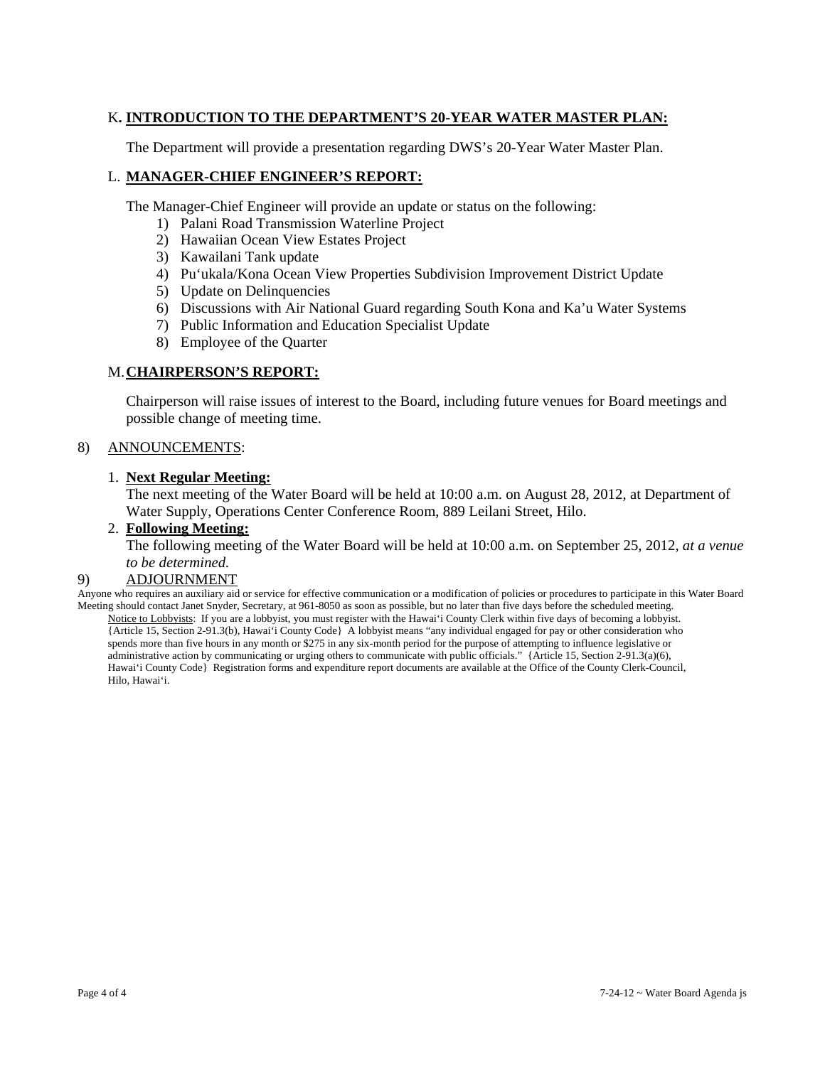K**. INTRODUCTION TO THE DEPARTMENT'S 20-YEAR WATER MASTER PLAN:**

The Department will provide a presentation regarding DWS's 20-Year Water Master Plan.

L. **MANAGER-CHIEF ENGINEER'S REPORT:**

The Manager-Chief Engineer will provide an update or status on the following:

1) Palani Road Transmission Waterline Project
2) Hawaiian Ocean View Estates Project
3) Kawailani Tank update
4) Pu'ukala/Kona Ocean View Properties Subdivision Improvement District Update
5) Update on Delinquencies
6) Discussions with Air National Guard regarding South Kona and Ka'u Water Systems
7) Public Information and Education Specialist Update
8) Employee of the Quarter

M. **CHAIRPERSON'S REPORT:**

Chairperson will raise issues of interest to the Board, including future venues for Board meetings and possible change of meeting time.

8) ANNOUNCEMENTS:

1. **Next Regular Meeting:**
   The next meeting of the Water Board will be held at 10:00 a.m. on August 28, 2012, at Department of Water Supply, Operations Center Conference Room, 889 Leilani Street, Hilo.
2. **Following Meeting:**
   The following meeting of the Water Board will be held at 10:00 a.m. on September 25, 2012, *at a venue to be determined.*

9) ADJOURNMENT

Anyone who requires an auxiliary aid or service for effective communication or a modification of policies or procedures to participate in this Water Board Meeting should contact Janet Snyder, Secretary, at 961-8050 as soon as possible, but no later than five days before the scheduled meeting.

Notice to Lobbyists: If you are a lobbyist, you must register with the Hawai'i County Clerk within five days of becoming a lobbyist. {Article 15, Section 2-91.3(b), Hawai'i County Code} A lobbyist means "any individual engaged for pay or other consideration who spends more than five hours in any month or $275 in any six-month period for the purpose of attempting to influence legislative or administrative action by communicating or urging others to communicate with public officials." {Article 15, Section 2-91.3(a)(6), Hawai'i County Code} Registration forms and expenditure report documents are available at the Office of the County Clerk-Council, Hilo, Hawai'i.